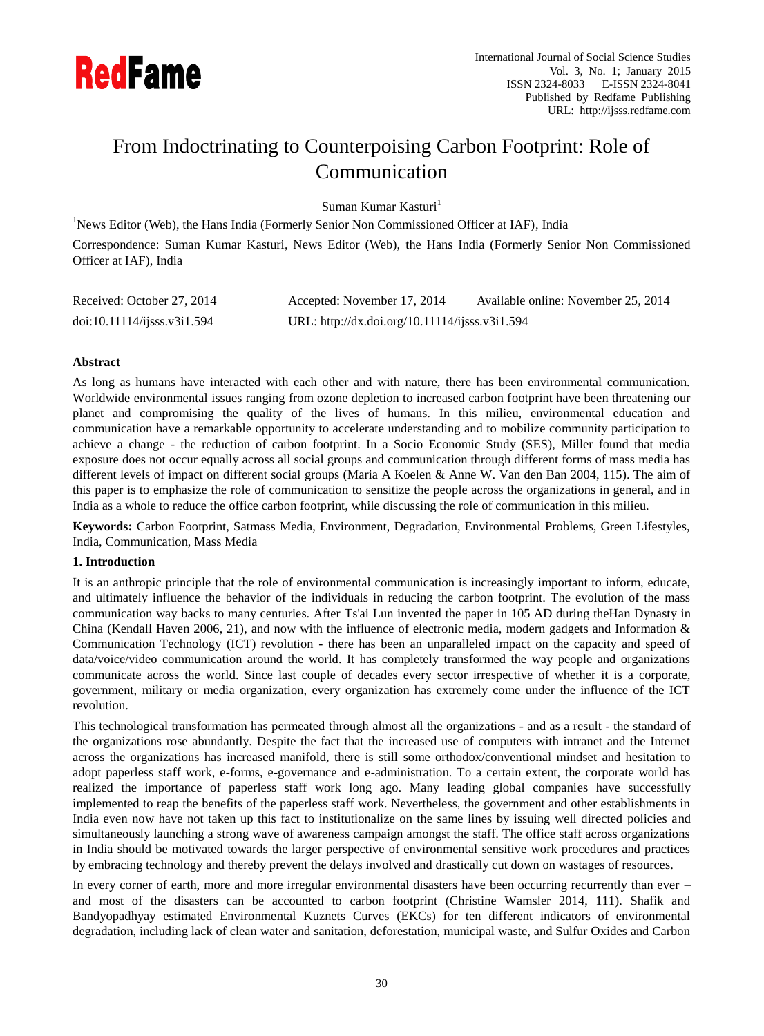# From Indoctrinating to Counterpoising Carbon Footprint: Role of Communication

Suman Kumar Kasturi[1]

[1]News Editor (Web), the Hans India (Formerly Senior Non Commissioned Officer at IAF), India

Correspondence: Suman Kumar Kasturi, News Editor (Web), the Hans India (Formerly Senior Non Commissioned Officer at IAF), India

Received: October 27, 2014 Accepted: November 17, 2014 Available online: November 25, 2014

doi:10.11114/ijsss.v3i1.594 URL: http://dx.doi.org/10.11114/ijsss.v3i1.594

## Abstract

As long as humans have interacted with each other and with nature, there has been environmental communication. Worldwide environmental issues ranging from ozone depletion to increased carbon footprint have been threatening our planet and compromising the quality of the lives of humans. In this milieu, environmental education and communication have a remarkable opportunity to accelerate understanding and to mobilize community participation to achieve a change - the reduction of carbon footprint. In a Socio Economic Study (SES), Miller found that media exposure does not occur equally across all social groups and communication through different forms of mass media has different levels of impact on different social groups (Maria A Koelen & Anne W. Van den Ban 2004, 115). The aim of this paper is to emphasize the role of communication to sensitize the people across the organizations in general, and in India as a whole to reduce the office carbon footprint, while discussing the role of communication in this milieu.

**Keywords:** Carbon Footprint, Satmass Media, Environment, Degradation, Environmental Problems, Green Lifestyles, India, Communication, Mass Media

## 1. Introduction

It is an anthropic principle that the role of environmental communication is increasingly important to inform, educate, and ultimately influence the behavior of the individuals in reducing the carbon footprint. The evolution of the mass communication way backs to many centuries. After Ts'ai Lun invented the paper in 105 AD during theHan Dynasty in China (Kendall Haven 2006, 21), and now with the influence of electronic media, modern gadgets and Information & Communication Technology (ICT) revolution - there has been an unparalleled impact on the capacity and speed of data/voice/video communication around the world. It has completely transformed the way people and organizations communicate across the world. Since last couple of decades every sector irrespective of whether it is a corporate, government, military or media organization, every organization has extremely come under the influence of the ICT revolution.

This technological transformation has permeated through almost all the organizations - and as a result - the standard of the organizations rose abundantly. Despite the fact that the increased use of computers with intranet and the Internet across the organizations has increased manifold, there is still some orthodox/conventional mindset and hesitation to adopt paperless staff work, e-forms, e-governance and e-administration. To a certain extent, the corporate world has realized the importance of paperless staff work long ago. Many leading global companies have successfully implemented to reap the benefits of the paperless staff work. Nevertheless, the government and other establishments in India even now have not taken up this fact to institutionalize on the same lines by issuing well directed policies and simultaneously launching a strong wave of awareness campaign amongst the staff. The office staff across organizations in India should be motivated towards the larger perspective of environmental sensitive work procedures and practices by embracing technology and thereby prevent the delays involved and drastically cut down on wastages of resources.

In every corner of earth, more and more irregular environmental disasters have been occurring recurrently than ever – and most of the disasters can be accounted to carbon footprint (Christine Wamsler 2014, 111). Shafik and Bandyopadhyay estimated Environmental Kuznets Curves (EKCs) for ten different indicators of environmental degradation, including lack of clean water and sanitation, deforestation, municipal waste, and Sulfur Oxides and Carbon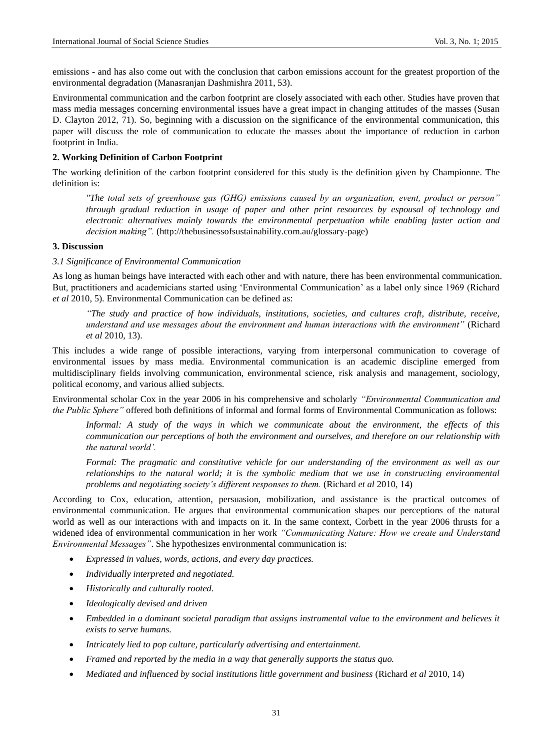emissions - and has also come out with the conclusion that carbon emissions account for the greatest proportion of the environmental degradation (Manasranjan Dashmishra 2011, 53).

Environmental communication and the carbon footprint are closely associated with each other. Studies have proven that mass media messages concerning environmental issues have a great impact in changing attitudes of the masses (Susan D. Clayton 2012, 71). So, beginning with a discussion on the significance of the environmental communication, this paper will discuss the role of communication to educate the masses about the importance of reduction in carbon footprint in India.

## 2. Working Definition of Carbon Footprint

The working definition of the carbon footprint considered for this study is the definition given by Championne. The definition is:

> *"The total sets of greenhouse gas (GHG) emissions caused by an organization, event, product or person" through gradual reduction in usage of paper and other print resources by espousal of technology and electronic alternatives mainly towards the environmental perpetuation while enabling faster action and decision making".* (http://thebusinessofsustainability.com.au/glossary-page)

## 3. Discussion

### *3.1 Significance of Environmental Communication*

As long as human beings have interacted with each other and with nature, there has been environmental communication. But, practitioners and academicians started using 'Environmental Communication' as a label only since 1969 (Richard *et al* 2010, 5). Environmental Communication can be defined as:

> *"The study and practice of how individuals, institutions, societies, and cultures craft, distribute, receive, understand and use messages about the environment and human interactions with the environment"* (Richard *et al* 2010, 13).

This includes a wide range of possible interactions, varying from interpersonal communication to coverage of environmental issues by mass media. Environmental communication is an academic discipline emerged from multidisciplinary fields involving communication, environmental science, risk analysis and management, sociology, political economy, and various allied subjects.

Environmental scholar Cox in the year 2006 in his comprehensive and scholarly *"Environmental Communication and the Public Sphere"* offered both definitions of informal and formal forms of Environmental Communication as follows:

> *Informal: A study of the ways in which we communicate about the environment, the effects of this communication our perceptions of both the environment and ourselves, and therefore on our relationship with the natural world'.*
>
> *Formal: The pragmatic and constitutive vehicle for our understanding of the environment as well as our relationships to the natural world; it is the symbolic medium that we use in constructing environmental problems and negotiating society's different responses to them.* (Richard *et al* 2010, 14)

According to Cox, education, attention, persuasion, mobilization, and assistance is the practical outcomes of environmental communication. He argues that environmental communication shapes our perceptions of the natural world as well as our interactions with and impacts on it. In the same context, Corbett in the year 2006 thrusts for a widened idea of environmental communication in her work *"Communicating Nature: How we create and Understand Environmental Messages"*. She hypothesizes environmental communication is:

- *Expressed in values, words, actions, and every day practices.*
- *Individually interpreted and negotiated.*
- *Historically and culturally rooted.*
- *Ideologically devised and driven*
- *Embedded in a dominant societal paradigm that assigns instrumental value to the environment and believes it exists to serve humans.*
- *Intricately lied to pop culture, particularly advertising and entertainment.*
- *Framed and reported by the media in a way that generally supports the status quo.*
- *Mediated and influenced by social institutions little government and business* (Richard *et al* 2010, 14)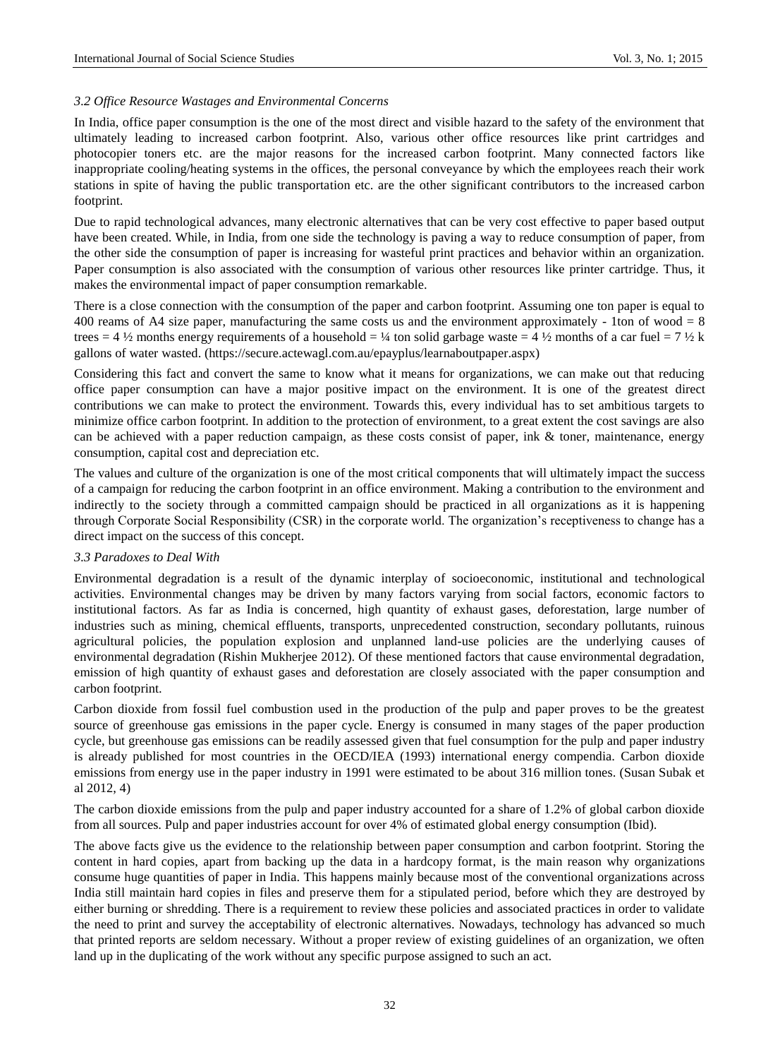### *3.2 Office Resource Wastages and Environmental Concerns*

In India, office paper consumption is the one of the most direct and visible hazard to the safety of the environment that ultimately leading to increased carbon footprint. Also, various other office resources like print cartridges and photocopier toners etc. are the major reasons for the increased carbon footprint. Many connected factors like inappropriate cooling/heating systems in the offices, the personal conveyance by which the employees reach their work stations in spite of having the public transportation etc. are the other significant contributors to the increased carbon footprint.

Due to rapid technological advances, many electronic alternatives that can be very cost effective to paper based output have been created. While, in India, from one side the technology is paving a way to reduce consumption of paper, from the other side the consumption of paper is increasing for wasteful print practices and behavior within an organization. Paper consumption is also associated with the consumption of various other resources like printer cartridge. Thus, it makes the environmental impact of paper consumption remarkable.

There is a close connection with the consumption of the paper and carbon footprint. Assuming one ton paper is equal to 400 reams of A4 size paper, manufacturing the same costs us and the environment approximately - 1ton of wood = 8 trees = 4 ½ months energy requirements of a household = ¼ ton solid garbage waste = 4 ½ months of a car fuel = 7 ½ k gallons of water wasted. (https://secure.actewagl.com.au/epayplus/learnaboutpaper.aspx)

Considering this fact and convert the same to know what it means for organizations, we can make out that reducing office paper consumption can have a major positive impact on the environment. It is one of the greatest direct contributions we can make to protect the environment. Towards this, every individual has to set ambitious targets to minimize office carbon footprint. In addition to the protection of environment, to a great extent the cost savings are also can be achieved with a paper reduction campaign, as these costs consist of paper, ink & toner, maintenance, energy consumption, capital cost and depreciation etc.

The values and culture of the organization is one of the most critical components that will ultimately impact the success of a campaign for reducing the carbon footprint in an office environment. Making a contribution to the environment and indirectly to the society through a committed campaign should be practiced in all organizations as it is happening through Corporate Social Responsibility (CSR) in the corporate world. The organization's receptiveness to change has a direct impact on the success of this concept.

### *3.3 Paradoxes to Deal With*

Environmental degradation is a result of the dynamic interplay of socioeconomic, institutional and technological activities. Environmental changes may be driven by many factors varying from social factors, economic factors to institutional factors. As far as India is concerned, high quantity of exhaust gases, deforestation, large number of industries such as mining, chemical effluents, transports, unprecedented construction, secondary pollutants, ruinous agricultural policies, the population explosion and unplanned land-use policies are the underlying causes of environmental degradation (Rishin Mukherjee 2012). Of these mentioned factors that cause environmental degradation, emission of high quantity of exhaust gases and deforestation are closely associated with the paper consumption and carbon footprint.

Carbon dioxide from fossil fuel combustion used in the production of the pulp and paper proves to be the greatest source of greenhouse gas emissions in the paper cycle. Energy is consumed in many stages of the paper production cycle, but greenhouse gas emissions can be readily assessed given that fuel consumption for the pulp and paper industry is already published for most countries in the OECD/IEA (1993) international energy compendia. Carbon dioxide emissions from energy use in the paper industry in 1991 were estimated to be about 316 million tones. (Susan Subak et al 2012, 4)

The carbon dioxide emissions from the pulp and paper industry accounted for a share of 1.2% of global carbon dioxide from all sources. Pulp and paper industries account for over 4% of estimated global energy consumption (Ibid).

The above facts give us the evidence to the relationship between paper consumption and carbon footprint. Storing the content in hard copies, apart from backing up the data in a hardcopy format, is the main reason why organizations consume huge quantities of paper in India. This happens mainly because most of the conventional organizations across India still maintain hard copies in files and preserve them for a stipulated period, before which they are destroyed by either burning or shredding. There is a requirement to review these policies and associated practices in order to validate the need to print and survey the acceptability of electronic alternatives. Nowadays, technology has advanced so much that printed reports are seldom necessary. Without a proper review of existing guidelines of an organization, we often land up in the duplicating of the work without any specific purpose assigned to such an act.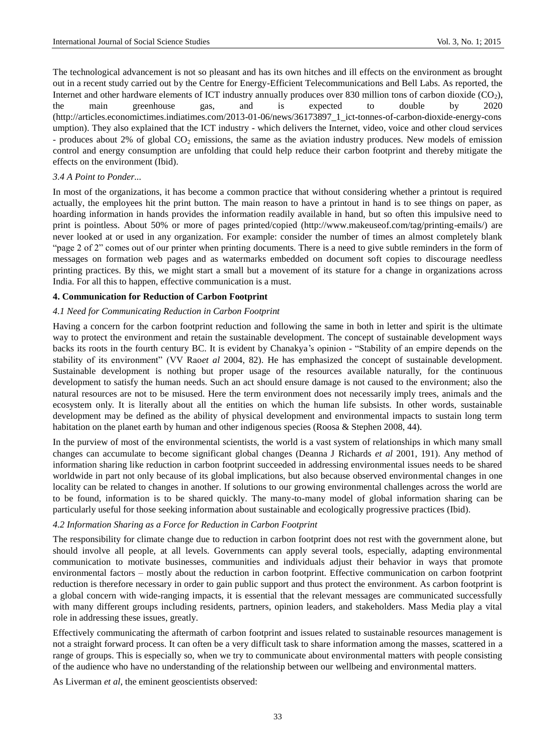The technological advancement is not so pleasant and has its own hitches and ill effects on the environment as brought out in a recent study carried out by the Centre for Energy-Efficient Telecommunications and Bell Labs. As reported, the Internet and other hardware elements of ICT industry annually produces over 830 million tons of carbon dioxide ($CO_2$), the main greenhouse gas, and is expected to double by 2020 (http://articles.economictimes.indiatimes.com/2013-01-06/news/36173897_1_ict-tonnes-of-carbon-dioxide-energy-consumption). They also explained that the ICT industry - which delivers the Internet, video, voice and other cloud services - produces about 2% of global $CO_2$ emissions, the same as the aviation industry produces. New models of emission control and energy consumption are unfolding that could help reduce their carbon footprint and thereby mitigate the effects on the environment (Ibid).

### *3.4 A Point to Ponder...*

In most of the organizations, it has become a common practice that without considering whether a printout is required actually, the employees hit the print button. The main reason to have a printout in hand is to see things on paper, as hoarding information in hands provides the information readily available in hand, but so often this impulsive need to print is pointless. About 50% or more of pages printed/copied (http://www.makeuseof.com/tag/printing-emails/) are never looked at or used in any organization. For example: consider the number of times an almost completely blank "page 2 of 2" comes out of our printer when printing documents. There is a need to give subtle reminders in the form of messages on formation web pages and as watermarks embedded on document soft copies to discourage needless printing practices. By this, we might start a small but a movement of its stature for a change in organizations across India. For all this to happen, effective communication is a must.

## **4. Communication for Reduction of Carbon Footprint**

### *4.1 Need for Communicating Reduction in Carbon Footprint*

Having a concern for the carbon footprint reduction and following the same in both in letter and spirit is the ultimate way to protect the environment and retain the sustainable development. The concept of sustainable development ways backs its roots in the fourth century BC. It is evident by Chanakya's opinion - "Stability of an empire depends on the stability of its environment" (VV Rao*et al* 2004, 82). He has emphasized the concept of sustainable development. Sustainable development is nothing but proper usage of the resources available naturally, for the continuous development to satisfy the human needs. Such an act should ensure damage is not caused to the environment; also the natural resources are not to be misused. Here the term environment does not necessarily imply trees, animals and the ecosystem only. It is literally about all the entities on which the human life subsists. In other words, sustainable development may be defined as the ability of physical development and environmental impacts to sustain long term habitation on the planet earth by human and other indigenous species (Roosa & Stephen 2008, 44).

In the purview of most of the environmental scientists, the world is a vast system of relationships in which many small changes can accumulate to become significant global changes (Deanna J Richards *et al* 2001, 191). Any method of information sharing like reduction in carbon footprint succeeded in addressing environmental issues needs to be shared worldwide in part not only because of its global implications, but also because observed environmental changes in one locality can be related to changes in another. If solutions to our growing environmental challenges across the world are to be found, information is to be shared quickly. The many-to-many model of global information sharing can be particularly useful for those seeking information about sustainable and ecologically progressive practices (Ibid).

### *4.2 Information Sharing as a Force for Reduction in Carbon Footprint*

The responsibility for climate change due to reduction in carbon footprint does not rest with the government alone, but should involve all people, at all levels. Governments can apply several tools, especially, adapting environmental communication to motivate businesses, communities and individuals adjust their behavior in ways that promote environmental factors – mostly about the reduction in carbon footprint. Effective communication on carbon footprint reduction is therefore necessary in order to gain public support and thus protect the environment. As carbon footprint is a global concern with wide-ranging impacts, it is essential that the relevant messages are communicated successfully with many different groups including residents, partners, opinion leaders, and stakeholders. Mass Media play a vital role in addressing these issues, greatly.

Effectively communicating the aftermath of carbon footprint and issues related to sustainable resources management is not a straight forward process. It can often be a very difficult task to share information among the masses, scattered in a range of groups. This is especially so, when we try to communicate about environmental matters with people consisting of the audience who have no understanding of the relationship between our wellbeing and environmental matters.

As Liverman *et al*, the eminent geoscientists observed: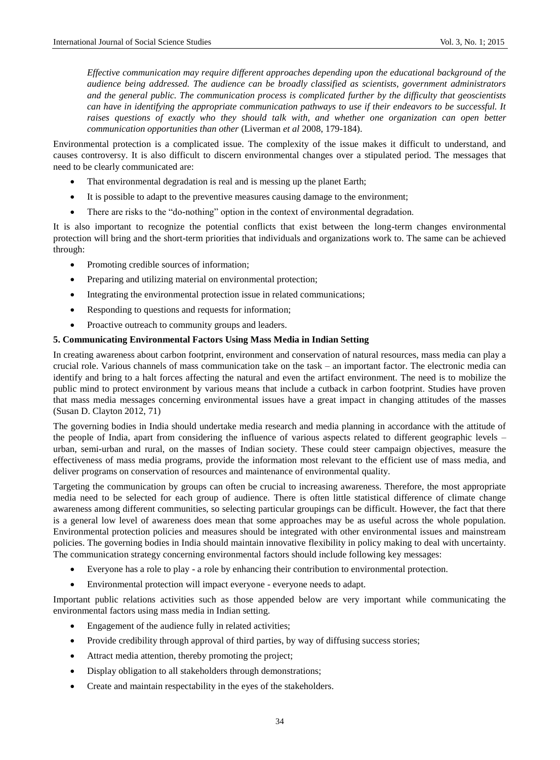> *Effective communication may require different approaches depending upon the educational background of the audience being addressed. The audience can be broadly classified as scientists, government administrators and the general public. The communication process is complicated further by the difficulty that geoscientists can have in identifying the appropriate communication pathways to use if their endeavors to be successful. It raises questions of exactly who they should talk with, and whether one organization can open better communication opportunities than other* (Liverman *et al* 2008, 179-184).

Environmental protection is a complicated issue. The complexity of the issue makes it difficult to understand, and causes controversy. It is also difficult to discern environmental changes over a stipulated period. The messages that need to be clearly communicated are:

- That environmental degradation is real and is messing up the planet Earth;
- It is possible to adapt to the preventive measures causing damage to the environment;
- There are risks to the "do-nothing" option in the context of environmental degradation.

It is also important to recognize the potential conflicts that exist between the long-term changes environmental protection will bring and the short-term priorities that individuals and organizations work to. The same can be achieved through:

- Promoting credible sources of information;
- Preparing and utilizing material on environmental protection;
- Integrating the environmental protection issue in related communications;
- Responding to questions and requests for information;
- Proactive outreach to community groups and leaders.

## 5. Communicating Environmental Factors Using Mass Media in Indian Setting

In creating awareness about carbon footprint, environment and conservation of natural resources, mass media can play a crucial role. Various channels of mass communication take on the task – an important factor. The electronic media can identify and bring to a halt forces affecting the natural and even the artifact environment. The need is to mobilize the public mind to protect environment by various means that include a cutback in carbon footprint. Studies have proven that mass media messages concerning environmental issues have a great impact in changing attitudes of the masses (Susan D. Clayton 2012, 71)

The governing bodies in India should undertake media research and media planning in accordance with the attitude of the people of India, apart from considering the influence of various aspects related to different geographic levels – urban, semi-urban and rural, on the masses of Indian society. These could steer campaign objectives, measure the effectiveness of mass media programs, provide the information most relevant to the efficient use of mass media, and deliver programs on conservation of resources and maintenance of environmental quality.

Targeting the communication by groups can often be crucial to increasing awareness. Therefore, the most appropriate media need to be selected for each group of audience. There is often little statistical difference of climate change awareness among different communities, so selecting particular groupings can be difficult. However, the fact that there is a general low level of awareness does mean that some approaches may be as useful across the whole population. Environmental protection policies and measures should be integrated with other environmental issues and mainstream policies. The governing bodies in India should maintain innovative flexibility in policy making to deal with uncertainty. The communication strategy concerning environmental factors should include following key messages:

- Everyone has a role to play - a role by enhancing their contribution to environmental protection.
- Environmental protection will impact everyone - everyone needs to adapt.

Important public relations activities such as those appended below are very important while communicating the environmental factors using mass media in Indian setting.

- Engagement of the audience fully in related activities;
- Provide credibility through approval of third parties, by way of diffusing success stories;
- Attract media attention, thereby promoting the project;
- Display obligation to all stakeholders through demonstrations;
- Create and maintain respectability in the eyes of the stakeholders.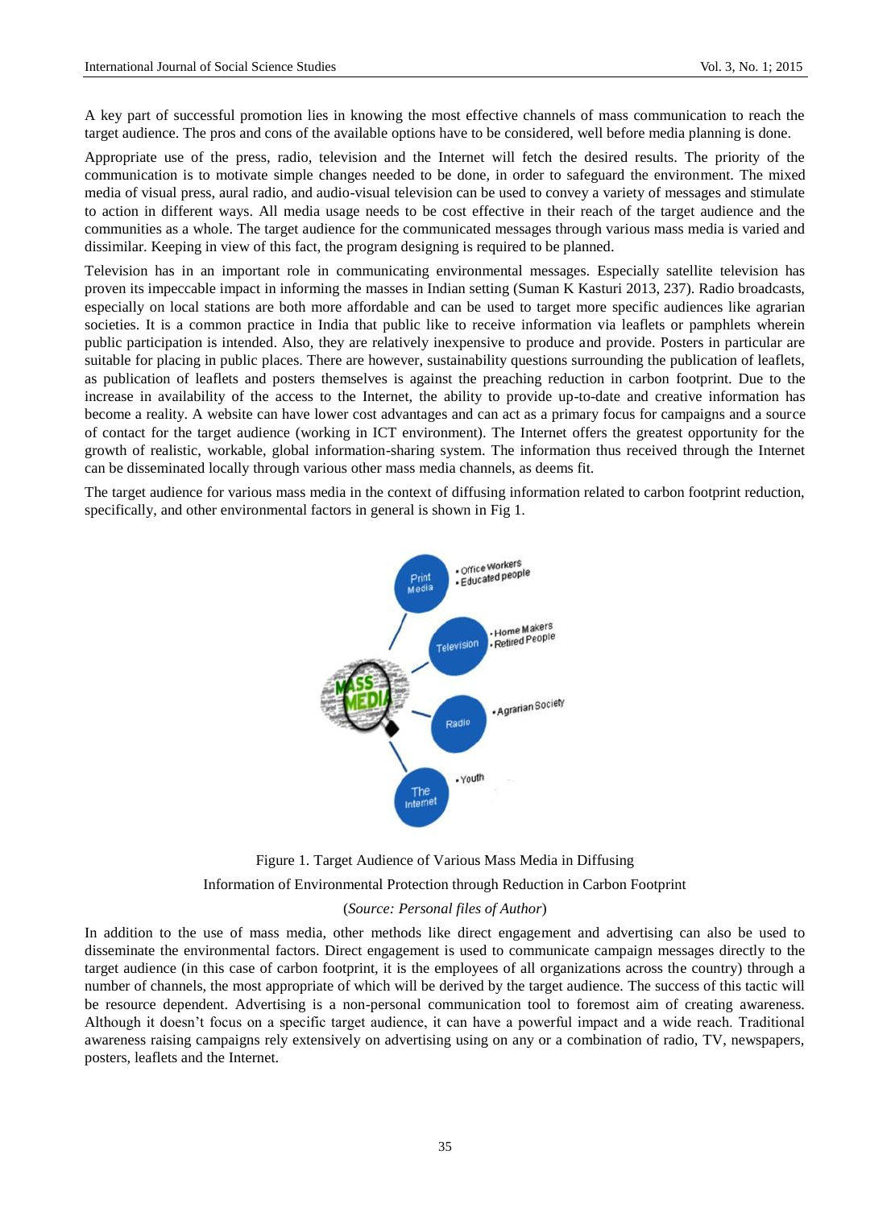A key part of successful promotion lies in knowing the most effective channels of mass communication to reach the target audience. The pros and cons of the available options have to be considered, well before media planning is done.

Appropriate use of the press, radio, television and the Internet will fetch the desired results. The priority of the communication is to motivate simple changes needed to be done, in order to safeguard the environment. The mixed media of visual press, aural radio, and audio-visual television can be used to convey a variety of messages and stimulate to action in different ways. All media usage needs to be cost effective in their reach of the target audience and the communities as a whole. The target audience for the communicated messages through various mass media is varied and dissimilar. Keeping in view of this fact, the program designing is required to be planned.

Television has in an important role in communicating environmental messages. Especially satellite television has proven its impeccable impact in informing the masses in Indian setting (Suman K Kasturi 2013, 237). Radio broadcasts, especially on local stations are both more affordable and can be used to target more specific audiences like agrarian societies. It is a common practice in India that public like to receive information via leaflets or pamphlets wherein public participation is intended. Also, they are relatively inexpensive to produce and provide. Posters in particular are suitable for placing in public places. There are however, sustainability questions surrounding the publication of leaflets, as publication of leaflets and posters themselves is against the preaching reduction in carbon footprint. Due to the increase in availability of the access to the Internet, the ability to provide up-to-date and creative information has become a reality. A website can have lower cost advantages and can act as a primary focus for campaigns and a source of contact for the target audience (working in ICT environment). The Internet offers the greatest opportunity for the growth of realistic, workable, global information-sharing system. The information thus received through the Internet can be disseminated locally through various other mass media channels, as deems fit.

The target audience for various mass media in the context of diffusing information related to carbon footprint reduction, specifically, and other environmental factors in general is shown in Fig 1.

Figure 1. Target Audience of Various Mass Media in Diffusing Information of Environmental Protection through Reduction in Carbon Footprint

(*Source: Personal files of Author*)

In addition to the use of mass media, other methods like direct engagement and advertising can also be used to disseminate the environmental factors. Direct engagement is used to communicate campaign messages directly to the target audience (in this case of carbon footprint, it is the employees of all organizations across the country) through a number of channels, the most appropriate of which will be derived by the target audience. The success of this tactic will be resource dependent. Advertising is a non-personal communication tool to foremost aim of creating awareness. Although it doesn't focus on a specific target audience, it can have a powerful impact and a wide reach. Traditional awareness raising campaigns rely extensively on advertising using on any or a combination of radio, TV, newspapers, posters, leaflets and the Internet.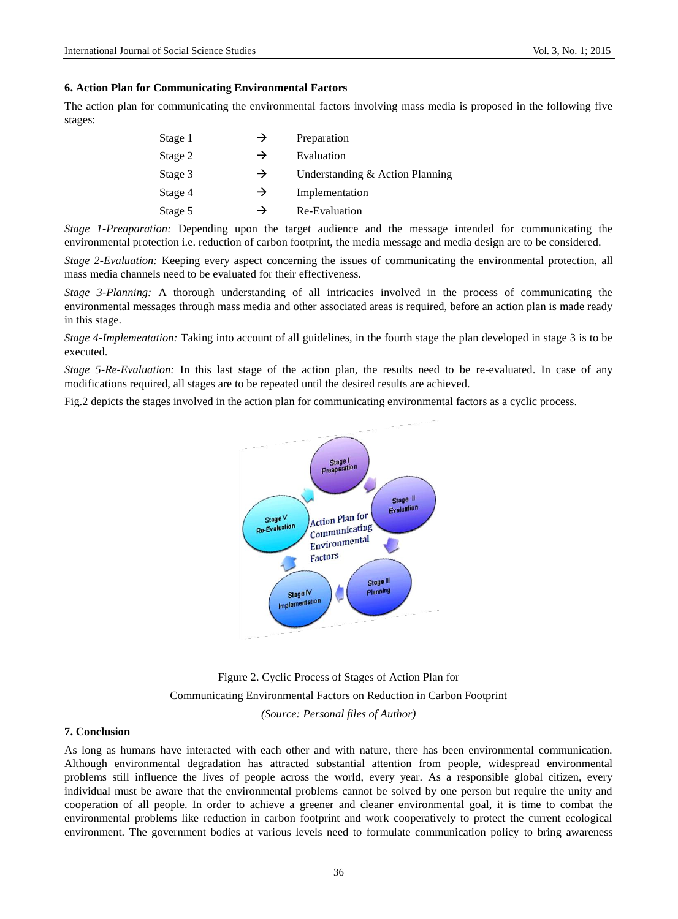### 6. Action Plan for Communicating Environmental Factors

The action plan for communicating the environmental factors involving mass media is proposed in the following five stages:

| | | |
|---|---|---|
| Stage 1 | → | Preparation |
| Stage 2 | → | Evaluation |
| Stage 3 | → | Understanding & Action Planning |
| Stage 4 | → | Implementation |
| Stage 5 | → | Re-Evaluation |

*Stage 1-Preaparation:* Depending upon the target audience and the message intended for communicating the environmental protection i.e. reduction of carbon footprint, the media message and media design are to be considered.

*Stage 2-Evaluation:* Keeping every aspect concerning the issues of communicating the environmental protection, all mass media channels need to be evaluated for their effectiveness.

*Stage 3-Planning:* A thorough understanding of all intricacies involved in the process of communicating the environmental messages through mass media and other associated areas is required, before an action plan is made ready in this stage.

*Stage 4-Implementation:* Taking into account of all guidelines, in the fourth stage the plan developed in stage 3 is to be executed.

*Stage 5-Re-Evaluation:* In this last stage of the action plan, the results need to be re-evaluated. In case of any modifications required, all stages are to be repeated until the desired results are achieved.

Fig.2 depicts the stages involved in the action plan for communicating environmental factors as a cyclic process.

Figure 2. Cyclic Process of Stages of Action Plan for Communicating Environmental Factors on Reduction in Carbon Footprint

*(Source: Personal files of Author)*

### 7. Conclusion

As long as humans have interacted with each other and with nature, there has been environmental communication. Although environmental degradation has attracted substantial attention from people, widespread environmental problems still influence the lives of people across the world, every year. As a responsible global citizen, every individual must be aware that the environmental problems cannot be solved by one person but require the unity and cooperation of all people. In order to achieve a greener and cleaner environmental goal, it is time to combat the environmental problems like reduction in carbon footprint and work cooperatively to protect the current ecological environment. The government bodies at various levels need to formulate communication policy to bring awareness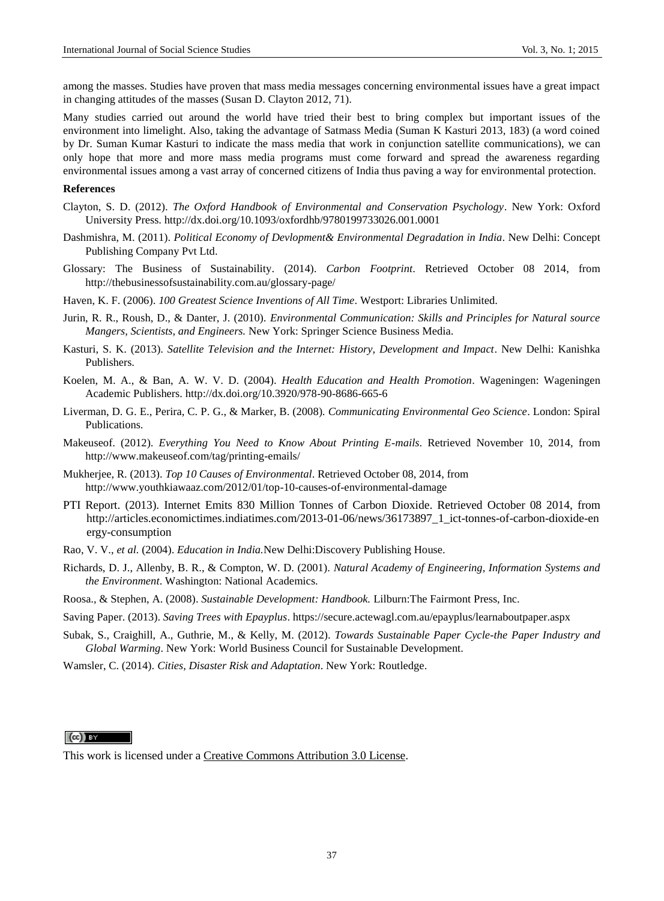among the masses. Studies have proven that mass media messages concerning environmental issues have a great impact in changing attitudes of the masses (Susan D. Clayton 2012, 71).

Many studies carried out around the world have tried their best to bring complex but important issues of the environment into limelight. Also, taking the advantage of Satmass Media (Suman K Kasturi 2013, 183) (a word coined by Dr. Suman Kumar Kasturi to indicate the mass media that work in conjunction satellite communications), we can only hope that more and more mass media programs must come forward and spread the awareness regarding environmental issues among a vast array of concerned citizens of India thus paving a way for environmental protection.

**References**

Clayton, S. D. (2012). *The Oxford Handbook of Environmental and Conservation Psychology*. New York: Oxford University Press. http://dx.doi.org/10.1093/oxfordhb/9780199733026.001.0001

Dashmishra, M. (2011). *Political Economy of Devlopment& Environmental Degradation in India*. New Delhi: Concept Publishing Company Pvt Ltd.

Glossary: The Business of Sustainability. (2014). *Carbon Footprint*. Retrieved October 08 2014, from http://thebusinessofsustainability.com.au/glossary-page/

Haven, K. F. (2006). *100 Greatest Science Inventions of All Time*. Westport: Libraries Unlimited.

Jurin, R. R., Roush, D., & Danter, J. (2010). *Environmental Communication: Skills and Principles for Natural source Mangers, Scientists, and Engineers.* New York: Springer Science Business Media.

Kasturi, S. K. (2013). *Satellite Television and the Internet: History, Development and Impact*. New Delhi: Kanishka Publishers.

Koelen, M. A., & Ban, A. W. V. D. (2004). *Health Education and Health Promotion*. Wageningen: Wageningen Academic Publishers. http://dx.doi.org/10.3920/978-90-8686-665-6

Liverman, D. G. E., Perira, C. P. G., & Marker, B. (2008). *Communicating Environmental Geo Science*. London: Spiral Publications.

Makeuseof. (2012). *Everything You Need to Know About Printing E-mails*. Retrieved November 10, 2014, from http://www.makeuseof.com/tag/printing-emails/

Mukherjee, R. (2013). *Top 10 Causes of Environmental*. Retrieved October 08, 2014, from http://www.youthkiawaaz.com/2012/01/top-10-causes-of-environmental-damage

PTI Report. (2013). Internet Emits 830 Million Tonnes of Carbon Dioxide. Retrieved October 08 2014, from http://articles.economictimes.indiatimes.com/2013-01-06/news/36173897_1_ict-tonnes-of-carbon-dioxide-energy-consumption

Rao, V. V., *et al.* (2004). *Education in India.*New Delhi:Discovery Publishing House.

Richards, D. J., Allenby, B. R., & Compton, W. D. (2001). *Natural Academy of Engineering, Information Systems and the Environment*. Washington: National Academics.

Roosa., & Stephen, A. (2008). *Sustainable Development: Handbook.* Lilburn:The Fairmont Press, Inc.

Saving Paper. (2013). *Saving Trees with Epayplus*. https://secure.actewagl.com.au/epayplus/learnaboutpaper.aspx

Subak, S., Craighill, A., Guthrie, M., & Kelly, M. (2012). *Towards Sustainable Paper Cycle-the Paper Industry and Global Warming*. New York: World Business Council for Sustainable Development.

Wamsler, C. (2014). *Cities, Disaster Risk and Adaptation*. New York: Routledge.

This work is licensed under a Creative Commons Attribution 3.0 License.